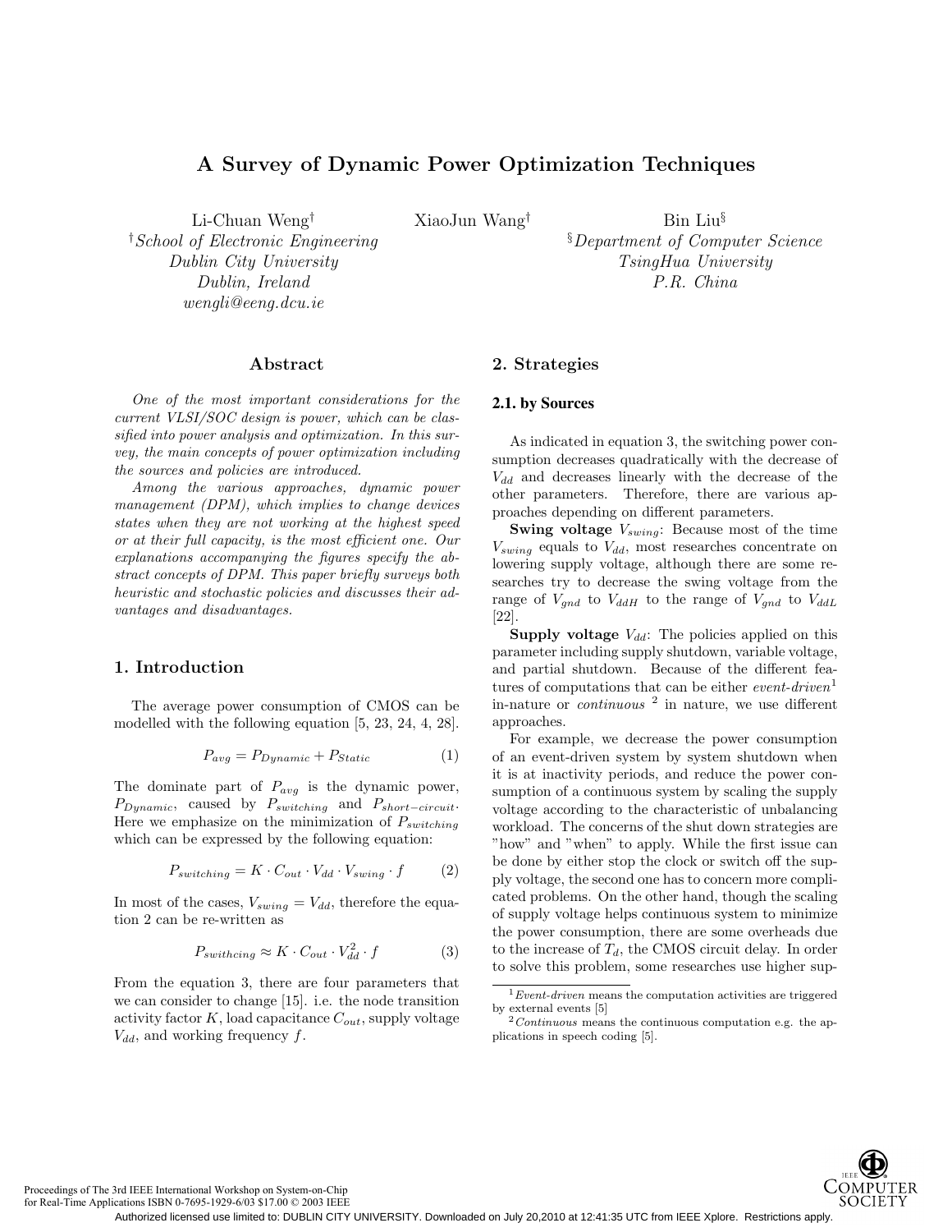# A Survey of Dynamic Power Optimization Techniques

Li-Chuan Weng[†] XiaoJun Wang[†] Bin Liu[§]

[†]*School of Electronic Engineering*
*Dublin City University*
*Dublin, Ireland*
*wengli@eeng.dcu.ie*

[§]*Department of Computer Science*
*TsingHua University*
*P.R. China*

## Abstract

*One of the most important considerations for the current VLSI/SOC design is power, which can be classified into power analysis and optimization. In this survey, the main concepts of power optimization including the sources and policies are introduced.*

*Among the various approaches, dynamic power management (DPM), which implies to change devices states when they are not working at the highest speed or at their full capacity, is the most efficient one. Our explanations accompanying the figures specify the abstract concepts of DPM. This paper briefly surveys both heuristic and stochastic policies and discusses their advantages and disadvantages.*

## 1. Introduction

The average power consumption of CMOS can be modelled with the following equation [5, 23, 24, 4, 28].

$$P_{avg} = P_{Dynamic} + P_{Static} \quad (1)$$

The dominate part of $P_{avg}$ is the dynamic power, $P_{Dynamic}$, caused by $P_{switching}$ and $P_{short-circuit}$. Here we emphasize on the minimization of $P_{switching}$ which can be expressed by the following equation:

$$P_{switching} = K \cdot C_{out} \cdot V_{dd} \cdot V_{swing} \cdot f \quad (2)$$

In most of the cases, $V_{swing} = V_{dd}$, therefore the equation 2 can be re-written as

$$P_{swithcing} \approx K \cdot C_{out} \cdot V_{dd}^2 \cdot f \quad (3)$$

From the equation 3, there are four parameters that we can consider to change [15]. i.e. the node transition activity factor $K$, load capacitance $C_{out}$, supply voltage $V_{dd}$, and working frequency $f$.

## 2. Strategies

### 2.1. by Sources

As indicated in equation 3, the switching power consumption decreases quadratically with the decrease of $V_{dd}$ and decreases linearly with the decrease of the other parameters. Therefore, there are various approaches depending on different parameters.

**Swing voltage** $V_{swing}$: Because most of the time $V_{swing}$ equals to $V_{dd}$, most researches concentrate on lowering supply voltage, although there are some researches try to decrease the swing voltage from the range of $V_{gnd}$ to $V_{ddH}$ to the range of $V_{gnd}$ to $V_{ddL}$ [22].

**Supply voltage** $V_{dd}$: The policies applied on this parameter including supply shutdown, variable voltage, and partial shutdown. Because of the different features of computations that can be either *event-driven*[1] in-nature or *continuous* [2] in nature, we use different approaches.

For example, we decrease the power consumption of an event-driven system by system shutdown when it is at inactivity periods, and reduce the power consumption of a continuous system by scaling the supply voltage according to the characteristic of unbalancing workload. The concerns of the shut down strategies are "how" and "when" to apply. While the first issue can be done by either stop the clock or switch off the supply voltage, the second one has to concern more complicated problems. On the other hand, though the scaling of supply voltage helps continuous system to minimize the power consumption, there are some overheads due to the increase of $T_d$, the CMOS circuit delay. In order to solve this problem, some researches use higher sup-

[1] *Event-driven* means the computation activities are triggered by external events [5]

[2] *Continuous* means the continuous computation e.g. the applications in speech coding [5].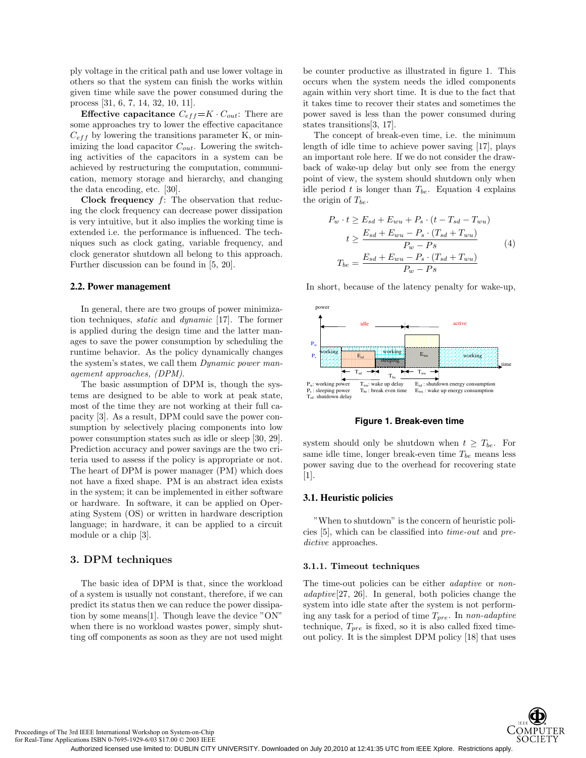ply voltage in the critical path and use lower voltage in others so that the system can finish the works within given time while save the power consumed during the process [31, 6, 7, 14, 32, 10, 11].

**Effective capacitance** $C_{eff}=K \cdot C_{out}$: There are some approaches try to lower the effective capacitance $C_{eff}$ by lowering the transitions parameter K, or minimizing the load capacitor $C_{out}$. Lowering the switching activities of the capacitors in a system can be achieved by restructuring the computation, communication, memory storage and hierarchy, and changing the data encoding, etc. [30].

**Clock frequency** $f$: The observation that reducing the clock frequency can decrease power dissipation is very intuitive, but it also implies the working time is extended i.e. the performance is influenced. The techniques such as clock gating, variable frequency, and clock generator shutdown all belong to this approach. Further discussion can be found in [5, 20].

### 2.2. Power management

In general, there are two groups of power minimization techniques, *static* and *dynamic* [17]. The former is applied during the design time and the latter manages to save the power consumption by scheduling the runtime behavior. As the policy dynamically changes the system's states, we call them *Dynamic power management approaches, (DPM)*.

The basic assumption of DPM is, though the systems are designed to be able to work at peak state, most of the time they are not working at their full capacity [3]. As a result, DPM could save the power consumption by selectively placing components into low power consumption states such as idle or sleep [30, 29]. Prediction accuracy and power savings are the two criteria used to assess if the policy is appropriate or not. The heart of DPM is power manager (PM) which does not have a fixed shape. PM is an abstract idea exists in the system; it can be implemented in either software or hardware. In software, it can be applied on Operating System (OS) or written in hardware description language; in hardware, it can be applied to a circuit module or a chip [3].

## 3. DPM techniques

The basic idea of DPM is that, since the workload of a system is usually not constant, therefore, if we can predict its status then we can reduce the power dissipation by some means[1]. Though leave the device "ON" when there is no workload wastes power, simply shutting off components as soon as they are not used might be counter productive as illustrated in figure 1. This occurs when the system needs the idled components again within very short time. It is due to the fact that it takes time to recover their states and sometimes the power saved is less than the power consumed during states transitions[3, 17].

The concept of break-even time, i.e. the minimum length of idle time to achieve power saving [17], plays an important role here. If we do not consider the drawback of wake-up delay but only see from the energy point of view, the system should shutdown only when idle period $t$ is longer than $T_{be}$. Equation 4 explains the origin of $T_{be}$.

$$
\begin{aligned}
P_w \cdot t &\geq E_{sd} + E_{wu} + P_s \cdot (t - T_{sd} - T_{wu}) \\
t &\geq \frac{E_{sd} + E_{wu} - P_s \cdot (T_{sd} + T_{wu})}{P_w - Ps} \\
T_{be} &= \frac{E_{sd} + E_{wu} - P_s \cdot (T_{sd} + T_{wu})}{P_w - Ps}
\end{aligned}
\tag{4}
$$

In short, because of the latency penalty for wake-up, system should only be shutdown when $t \geq T_{be}$. For same idle time, longer break-even time $T_{be}$ means less power saving due to the overhead for recovering state [1].

$P_w$: working power, $P_s$: sleeping power, $T_{sd}$: shutdown delay, $T_{wu}$: wake up delay, $T_{be}$: break even time, $E_{sd}$: shutdown energy consumption, $E_{wu}$: wake up energy consumption

**Figure 1. Break-even time**

### 3.1. Heuristic policies

"When to shutdown" is the concern of heuristic policies [5], which can be classified into *time-out* and *predictive* approaches.

#### 3.1.1. Timeout techniques

The time-out policies can be either *adaptive* or *non-adaptive*[27, 26]. In general, both policies change the system into idle state after the system is not performing any task for a period of time $T_{pre}$. In *non-adaptive* technique, $T_{pre}$ is fixed, so it is also called fixed time-out policy. It is the simplest DPM policy [18] that uses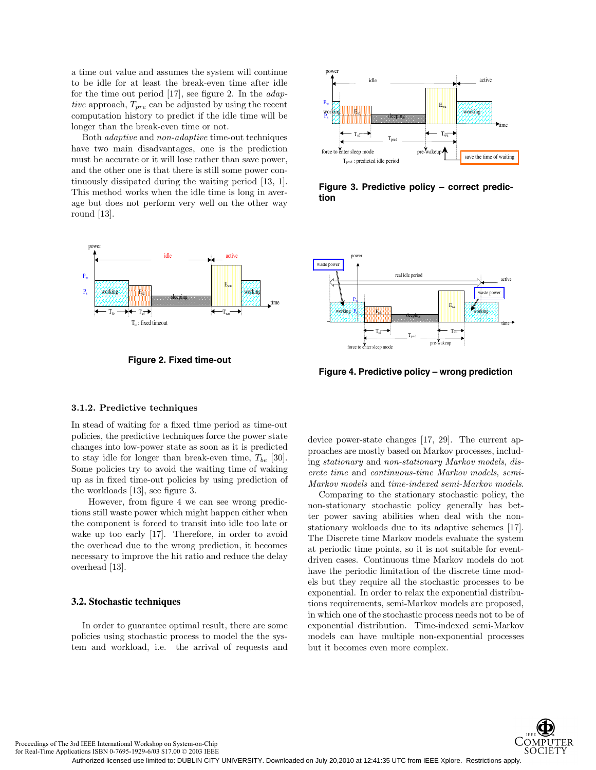a time out value and assumes the system will continue to be idle for at least the break-even time after idle for the time out period [17], see figure 2. In the *adaptive* approach, $T_{pre}$ can be adjusted by using the recent computation history to predict if the idle time will be longer than the break-even time or not.

Both *adaptive* and *non-adaptive* time-out techniques have two main disadvantages, one is the prediction must be accurate or it will lose rather than save power, and the other one is that there is still some power continuously dissipated during the waiting period [13, 1]. This method works when the idle time is long in average but does not perform very well on the other way round [13].

**Figure 2. Fixed time-out**

**Figure 3. Predictive policy – correct prediction**

**Figure 4. Predictive policy – wrong prediction**

#### 3.1.2. Predictive techniques

In stead of waiting for a fixed time period as time-out policies, the predictive techniques force the power state changes into low-power state as soon as it is predicted to stay idle for longer than break-even time, $T_{be}$ [30]. Some policies try to avoid the waiting time of waking up as in fixed time-out policies by using prediction of the workloads [13], see figure 3.

However, from figure 4 we can see wrong predictions still waste power which might happen either when the component is forced to transit into idle too late or wake up too early [17]. Therefore, in order to avoid the overhead due to the wrong prediction, it becomes necessary to improve the hit ratio and reduce the delay overhead [13].

### 3.2. Stochastic techniques

In order to guarantee optimal result, there are some policies using stochastic process to model the the system and workload, i.e. the arrival of requests and device power-state changes [17, 29]. The current approaches are mostly based on Markov processes, including *stationary* and *non-stationary Markov models*, *discrete time* and *continuous-time Markov models*, *semi-Markov models* and *time-indexed semi-Markov models*.

Comparing to the stationary stochastic policy, the non-stationary stochastic policy generally has better power saving abilities when deal with the non-stationary wokloads due to its adaptive schemes [17]. The Discrete time Markov models evaluate the system at periodic time points, so it is not suitable for event-driven cases. Continuous time Markov models do not have the periodic limitation of the discrete time models but they require all the stochastic processes to be exponential. In order to relax the exponential distributions requirements, semi-Markov models are proposed, in which one of the stochastic process needs not to be of exponential distribution. Time-indexed semi-Markov models can have multiple non-exponential processes but it becomes even more complex.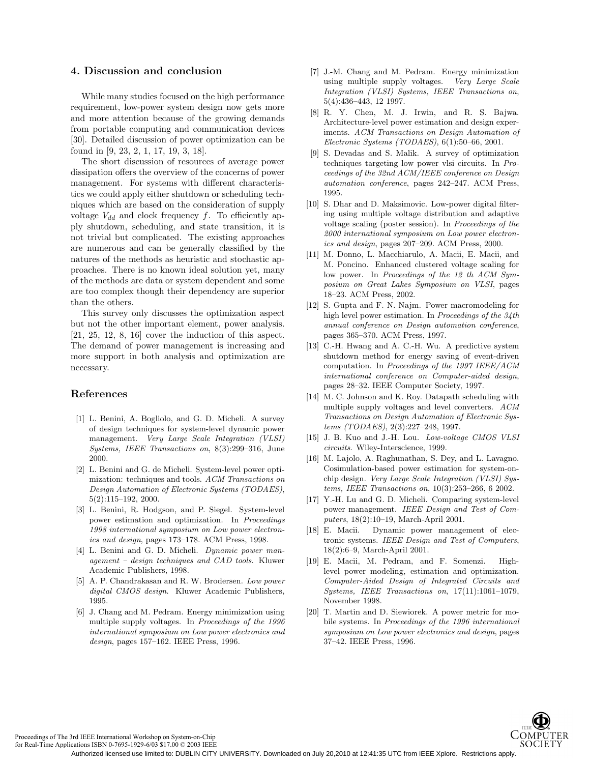## 4. Discussion and conclusion

While many studies focused on the high performance requirement, low-power system design now gets more and more attention because of the growing demands from portable computing and communication devices [30]. Detailed discussion of power optimization can be found in [9, 23, 2, 1, 17, 19, 3, 18].

The short discussion of resources of average power dissipation offers the overview of the concerns of power management. For systems with different characteristics we could apply either shutdown or scheduling techniques which are based on the consideration of supply voltage $V_{dd}$ and clock frequency $f$. To efficiently apply shutdown, scheduling, and state transition, it is not trivial but complicated. The existing approaches are numerous and can be generally classified by the natures of the methods as heuristic and stochastic approaches. There is no known ideal solution yet, many of the methods are data or system dependent and some are too complex though their dependency are superior than the others.

This survey only discusses the optimization aspect but not the other important element, power analysis. [21, 25, 12, 8, 16] cover the induction of this aspect. The demand of power management is increasing and more support in both analysis and optimization are necessary.

## References

[1] L. Benini, A. Bogliolo, and G. D. Micheli. A survey of design techniques for system-level dynamic power management. *Very Large Scale Integration (VLSI) Systems, IEEE Transactions on*, 8(3):299–316, June 2000.

[2] L. Benini and G. de Micheli. System-level power optimization: techniques and tools. *ACM Transactions on Design Automation of Electronic Systems (TODAES)*, 5(2):115–192, 2000.

[3] L. Benini, R. Hodgson, and P. Siegel. System-level power estimation and optimization. In *Proceedings 1998 international symposium on Low power electronics and design*, pages 173–178. ACM Press, 1998.

[4] L. Benini and G. D. Micheli. *Dynamic power management – design techniques and CAD tools*. Kluwer Academic Publishers, 1998.

[5] A. P. Chandrakasan and R. W. Brodersen. *Low power digital CMOS design*. Kluwer Academic Publishers, 1995.

[6] J. Chang and M. Pedram. Energy minimization using multiple supply voltages. In *Proceedings of the 1996 international symposium on Low power electronics and design*, pages 157–162. IEEE Press, 1996.

[7] J.-M. Chang and M. Pedram. Energy minimization using multiple supply voltages. *Very Large Scale Integration (VLSI) Systems, IEEE Transactions on*, 5(4):436–443, 12 1997.

[8] R. Y. Chen, M. J. Irwin, and R. S. Bajwa. Architecture-level power estimation and design experiments. *ACM Transactions on Design Automation of Electronic Systems (TODAES)*, 6(1):50–66, 2001.

[9] S. Devadas and S. Malik. A survey of optimization techniques targeting low power vlsi circuits. In *Proceedings of the 32nd ACM/IEEE conference on Design automation conference*, pages 242–247. ACM Press, 1995.

[10] S. Dhar and D. Maksimovic. Low-power digital filtering using multiple voltage distribution and adaptive voltage scaling (poster session). In *Proceedings of the 2000 international symposium on Low power electronics and design*, pages 207–209. ACM Press, 2000.

[11] M. Donno, L. Macchiarulo, A. Macii, E. Macii, and M. Poncino. Enhanced clustered voltage scaling for low power. In *Proceedings of the 12 th ACM Symposium on Great Lakes Symposium on VLSI*, pages 18–23. ACM Press, 2002.

[12] S. Gupta and F. N. Najm. Power macromodeling for high level power estimation. In *Proceedings of the 34th annual conference on Design automation conference*, pages 365–370. ACM Press, 1997.

[13] C.-H. Hwang and A. C.-H. Wu. A predictive system shutdown method for energy saving of event-driven computation. In *Proceedings of the 1997 IEEE/ACM international conference on Computer-aided design*, pages 28–32. IEEE Computer Society, 1997.

[14] M. C. Johnson and K. Roy. Datapath scheduling with multiple supply voltages and level converters. *ACM Transactions on Design Automation of Electronic Systems (TODAES)*, 2(3):227–248, 1997.

[15] J. B. Kuo and J.-H. Lou. *Low-voltage CMOS VLSI circuits*. Wiley-Interscience, 1999.

[16] M. Lajolo, A. Raghunathan, S. Dey, and L. Lavagno. Cosimulation-based power estimation for system-on-chip design. *Very Large Scale Integration (VLSI) Systems, IEEE Transactions on*, 10(3):253–266, 6 2002.

[17] Y.-H. Lu and G. D. Micheli. Comparing system-level power management. *IEEE Design and Test of Computers*, 18(2):10–19, March-April 2001.

[18] E. Macii. Dynamic power management of electronic systems. *IEEE Design and Test of Computers*, 18(2):6–9, March-April 2001.

[19] E. Macii, M. Pedram, and F. Somenzi. High-level power modeling, estimation and optimization. *Computer-Aided Design of Integrated Circuits and Systems, IEEE Transactions on*, 17(11):1061–1079, November 1998.

[20] T. Martin and D. Siewiorek. A power metric for mobile systems. In *Proceedings of the 1996 international symposium on Low power electronics and design*, pages 37–42. IEEE Press, 1996.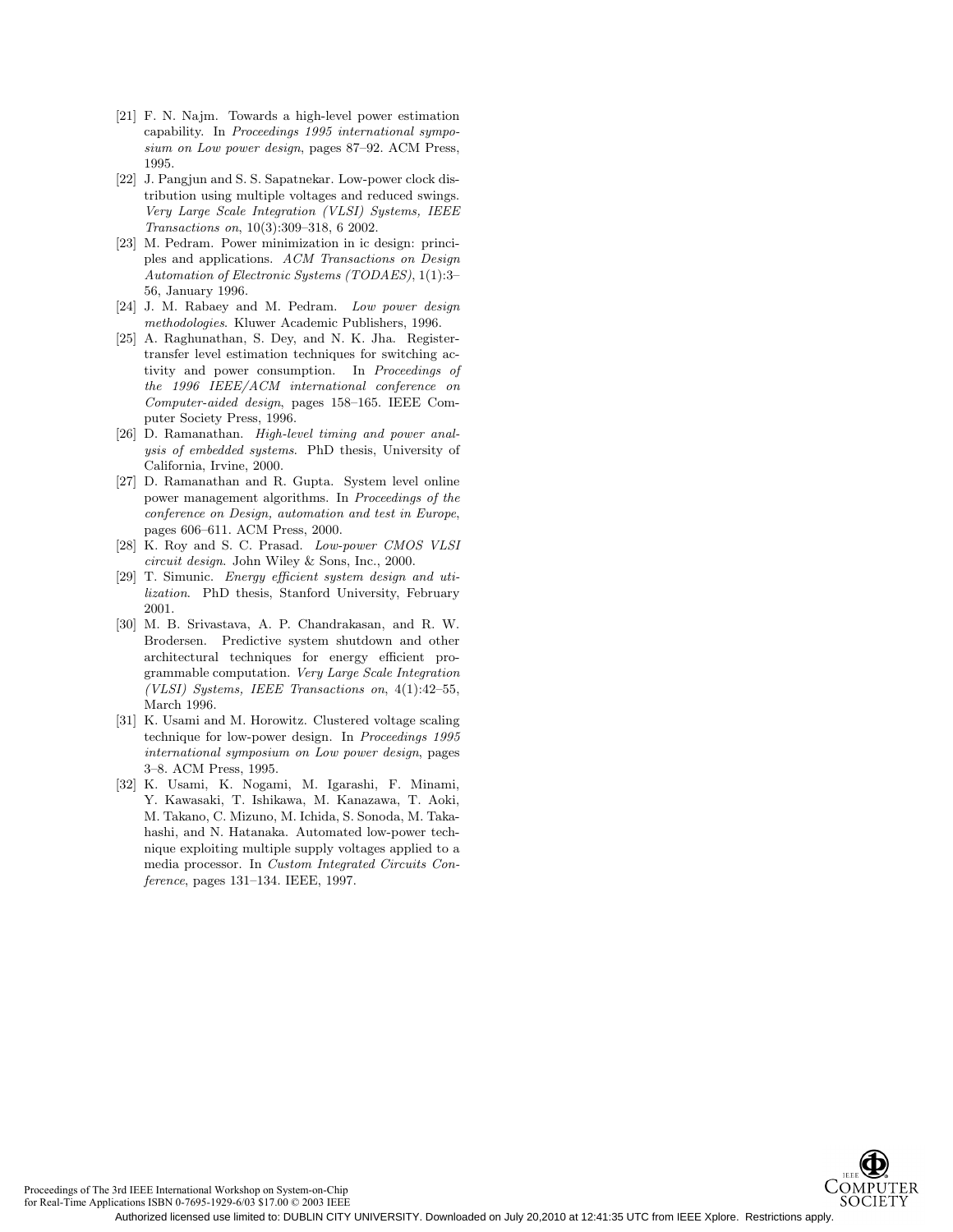[21] F. N. Najm. Towards a high-level power estimation capability. In *Proceedings 1995 international symposium on Low power design*, pages 87–92. ACM Press, 1995.

[22] J. Pangjun and S. S. Sapatnekar. Low-power clock distribution using multiple voltages and reduced swings. *Very Large Scale Integration (VLSI) Systems, IEEE Transactions on*, 10(3):309–318, 6 2002.

[23] M. Pedram. Power minimization in ic design: principles and applications. *ACM Transactions on Design Automation of Electronic Systems (TODAES)*, 1(1):3–56, January 1996.

[24] J. M. Rabaey and M. Pedram. *Low power design methodologies*. Kluwer Academic Publishers, 1996.

[25] A. Raghunathan, S. Dey, and N. K. Jha. Register-transfer level estimation techniques for switching activity and power consumption. In *Proceedings of the 1996 IEEE/ACM international conference on Computer-aided design*, pages 158–165. IEEE Computer Society Press, 1996.

[26] D. Ramanathan. *High-level timing and power analysis of embedded systems*. PhD thesis, University of California, Irvine, 2000.

[27] D. Ramanathan and R. Gupta. System level online power management algorithms. In *Proceedings of the conference on Design, automation and test in Europe*, pages 606–611. ACM Press, 2000.

[28] K. Roy and S. C. Prasad. *Low-power CMOS VLSI circuit design*. John Wiley & Sons, Inc., 2000.

[29] T. Simunic. *Energy efficient system design and utilization*. PhD thesis, Stanford University, February 2001.

[30] M. B. Srivastava, A. P. Chandrakasan, and R. W. Brodersen. Predictive system shutdown and other architectural techniques for energy efficient programmable computation. *Very Large Scale Integration (VLSI) Systems, IEEE Transactions on*, 4(1):42–55, March 1996.

[31] K. Usami and M. Horowitz. Clustered voltage scaling technique for low-power design. In *Proceedings 1995 international symposium on Low power design*, pages 3–8. ACM Press, 1995.

[32] K. Usami, K. Nogami, M. Igarashi, F. Minami, Y. Kawasaki, T. Ishikawa, M. Kanazawa, T. Aoki, M. Takano, C. Mizuno, M. Ichida, S. Sonoda, M. Takahashi, and N. Hatanaka. Automated low-power technique exploiting multiple supply voltages applied to a media processor. In *Custom Integrated Circuits Conference*, pages 131–134. IEEE, 1997.